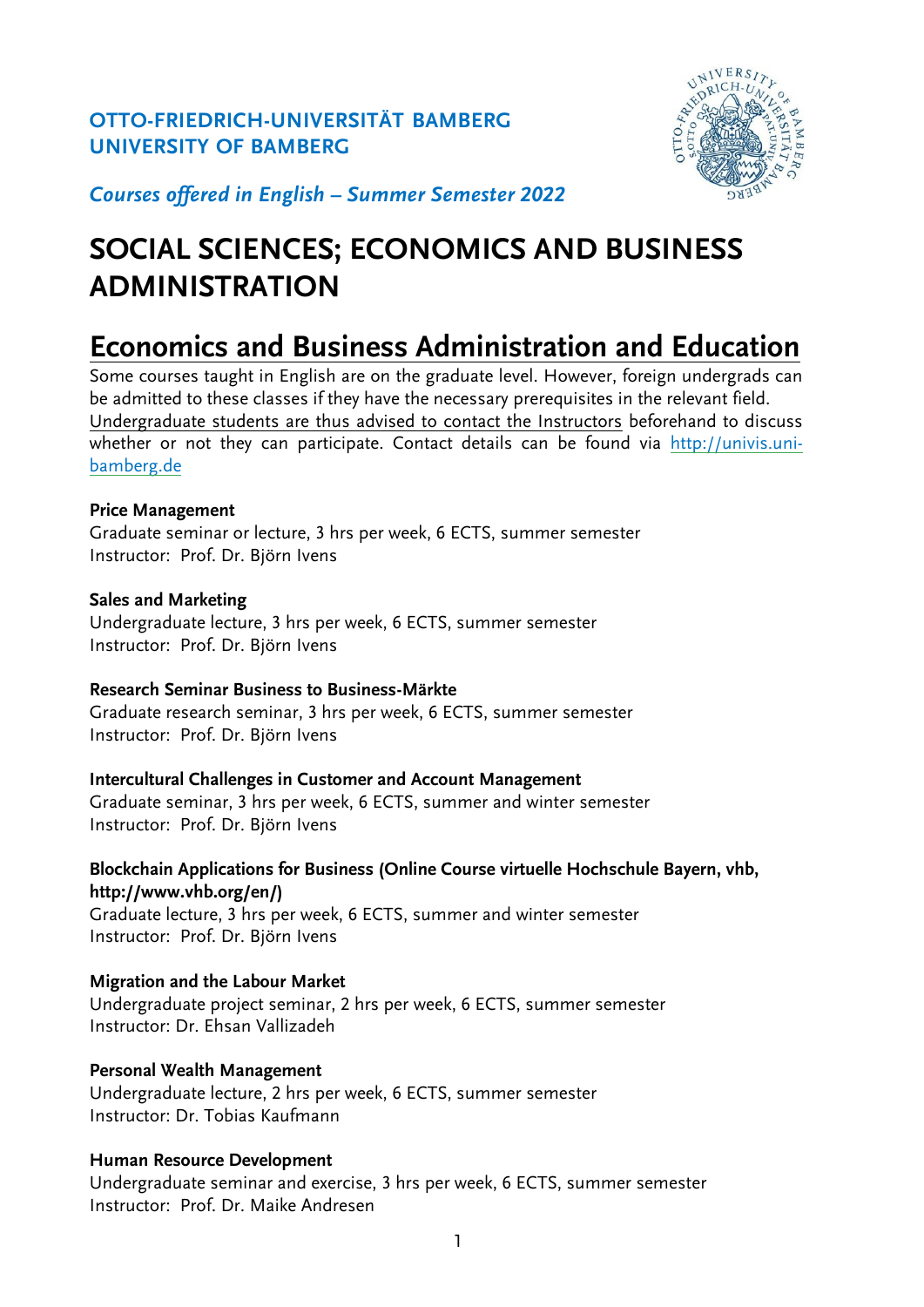**OTTO-FRIEDRICH-UNIVERSITÄT BAMBERG**
**UNIVERSITY OF BAMBERG**

*Courses offered in English – Summer Semester 2022*

# SOCIAL SCIENCES; ECONOMICS AND BUSINESS ADMINISTRATION

## Economics and Business Administration and Education

Some courses taught in English are on the graduate level. However, foreign undergrads can be admitted to these classes if they have the necessary prerequisites in the relevant field. Undergraduate students are thus advised to contact the Instructors beforehand to discuss whether or not they can participate. Contact details can be found via http://univis.uni-bamberg.de

**Price Management**
Graduate seminar or lecture, 3 hrs per week, 6 ECTS, summer semester
Instructor: Prof. Dr. Björn Ivens

**Sales and Marketing**
Undergraduate lecture, 3 hrs per week, 6 ECTS, summer semester
Instructor: Prof. Dr. Björn Ivens

**Research Seminar Business to Business-Märkte**
Graduate research seminar, 3 hrs per week, 6 ECTS, summer semester
Instructor: Prof. Dr. Björn Ivens

**Intercultural Challenges in Customer and Account Management**
Graduate seminar, 3 hrs per week, 6 ECTS, summer and winter semester
Instructor: Prof. Dr. Björn Ivens

**Blockchain Applications for Business (Online Course virtuelle Hochschule Bayern, vhb, http://www.vhb.org/en/)**
Graduate lecture, 3 hrs per week, 6 ECTS, summer and winter semester
Instructor: Prof. Dr. Björn Ivens

**Migration and the Labour Market**
Undergraduate project seminar, 2 hrs per week, 6 ECTS, summer semester
Instructor: Dr. Ehsan Vallizadeh

**Personal Wealth Management**
Undergraduate lecture, 2 hrs per week, 6 ECTS, summer semester
Instructor: Dr. Tobias Kaufmann

**Human Resource Development**
Undergraduate seminar and exercise, 3 hrs per week, 6 ECTS, summer semester
Instructor: Prof. Dr. Maike Andresen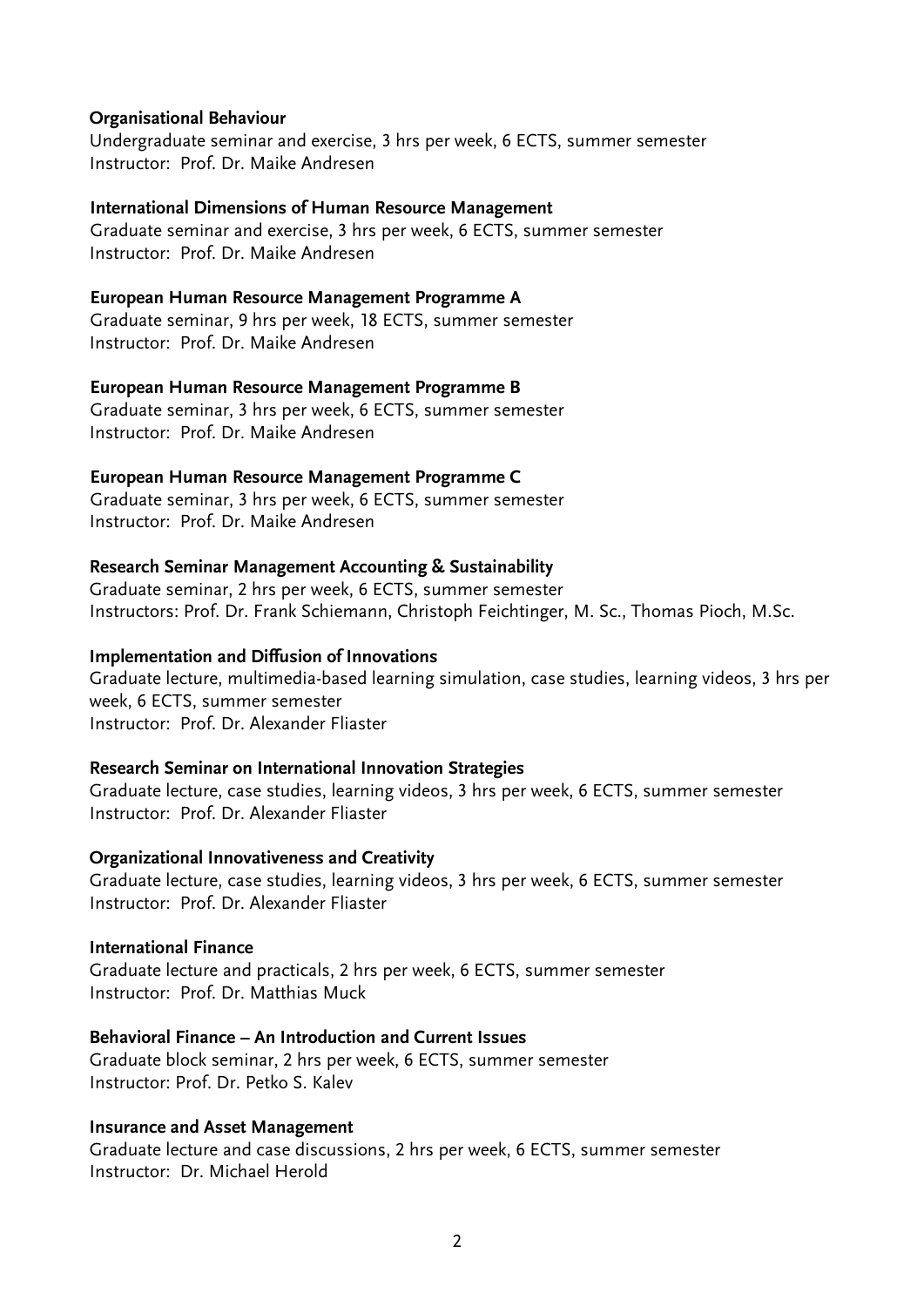**Organisational Behaviour**
Undergraduate seminar and exercise, 3 hrs per week, 6 ECTS, summer semester
Instructor: Prof. Dr. Maike Andresen

**International Dimensions of Human Resource Management**
Graduate seminar and exercise, 3 hrs per week, 6 ECTS, summer semester
Instructor: Prof. Dr. Maike Andresen

**European Human Resource Management Programme A**
Graduate seminar, 9 hrs per week, 18 ECTS, summer semester
Instructor: Prof. Dr. Maike Andresen

**European Human Resource Management Programme B**
Graduate seminar, 3 hrs per week, 6 ECTS, summer semester
Instructor: Prof. Dr. Maike Andresen

**European Human Resource Management Programme C**
Graduate seminar, 3 hrs per week, 6 ECTS, summer semester
Instructor: Prof. Dr. Maike Andresen

**Research Seminar Management Accounting & Sustainability**
Graduate seminar, 2 hrs per week, 6 ECTS, summer semester
Instructors: Prof. Dr. Frank Schiemann, Christoph Feichtinger, M. Sc., Thomas Pioch, M.Sc.

**Implementation and Diffusion of Innovations**
Graduate lecture, multimedia-based learning simulation, case studies, learning videos, 3 hrs per week, 6 ECTS, summer semester
Instructor: Prof. Dr. Alexander Fliaster

**Research Seminar on International Innovation Strategies**
Graduate lecture, case studies, learning videos, 3 hrs per week, 6 ECTS, summer semester
Instructor: Prof. Dr. Alexander Fliaster

**Organizational Innovativeness and Creativity**
Graduate lecture, case studies, learning videos, 3 hrs per week, 6 ECTS, summer semester
Instructor: Prof. Dr. Alexander Fliaster

**International Finance**
Graduate lecture and practicals, 2 hrs per week, 6 ECTS, summer semester
Instructor: Prof. Dr. Matthias Muck

**Behavioral Finance – An Introduction and Current Issues**
Graduate block seminar, 2 hrs per week, 6 ECTS, summer semester
Instructor: Prof. Dr. Petko S. Kalev

**Insurance and Asset Management**
Graduate lecture and case discussions, 2 hrs per week, 6 ECTS, summer semester
Instructor: Dr. Michael Herold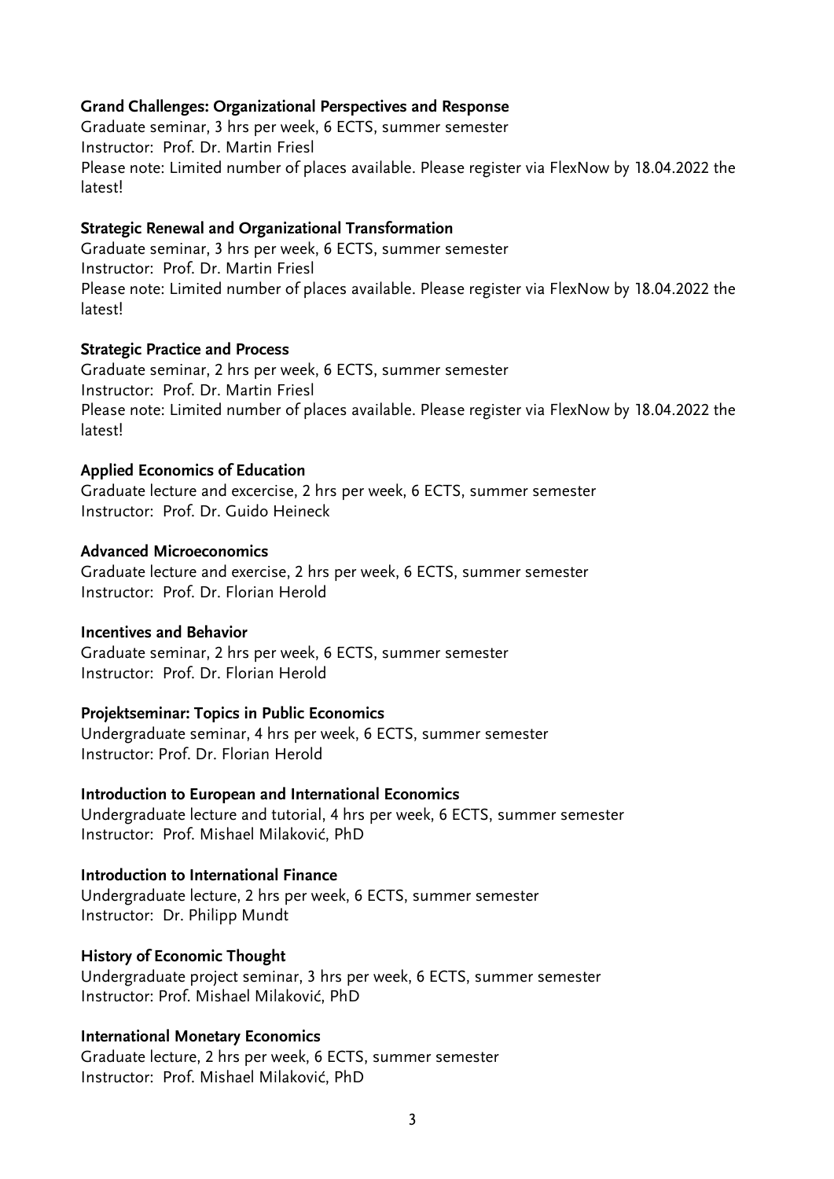**Grand Challenges: Organizational Perspectives and Response**
Graduate seminar, 3 hrs per week, 6 ECTS, summer semester
Instructor: Prof. Dr. Martin Friesl
Please note: Limited number of places available. Please register via FlexNow by 18.04.2022 the latest!

**Strategic Renewal and Organizational Transformation**
Graduate seminar, 3 hrs per week, 6 ECTS, summer semester
Instructor: Prof. Dr. Martin Friesl
Please note: Limited number of places available. Please register via FlexNow by 18.04.2022 the latest!

**Strategic Practice and Process**
Graduate seminar, 2 hrs per week, 6 ECTS, summer semester
Instructor: Prof. Dr. Martin Friesl
Please note: Limited number of places available. Please register via FlexNow by 18.04.2022 the latest!

**Applied Economics of Education**
Graduate lecture and excercise, 2 hrs per week, 6 ECTS, summer semester
Instructor: Prof. Dr. Guido Heineck

**Advanced Microeconomics**
Graduate lecture and exercise, 2 hrs per week, 6 ECTS, summer semester
Instructor: Prof. Dr. Florian Herold

**Incentives and Behavior**
Graduate seminar, 2 hrs per week, 6 ECTS, summer semester
Instructor: Prof. Dr. Florian Herold

**Projektseminar: Topics in Public Economics**
Undergraduate seminar, 4 hrs per week, 6 ECTS, summer semester
Instructor: Prof. Dr. Florian Herold

**Introduction to European and International Economics**
Undergraduate lecture and tutorial, 4 hrs per week, 6 ECTS, summer semester
Instructor: Prof. Mishael Milaković, PhD

**Introduction to International Finance**
Undergraduate lecture, 2 hrs per week, 6 ECTS, summer semester
Instructor: Dr. Philipp Mundt

**History of Economic Thought**
Undergraduate project seminar, 3 hrs per week, 6 ECTS, summer semester
Instructor: Prof. Mishael Milaković, PhD

**International Monetary Economics**
Graduate lecture, 2 hrs per week, 6 ECTS, summer semester
Instructor: Prof. Mishael Milaković, PhD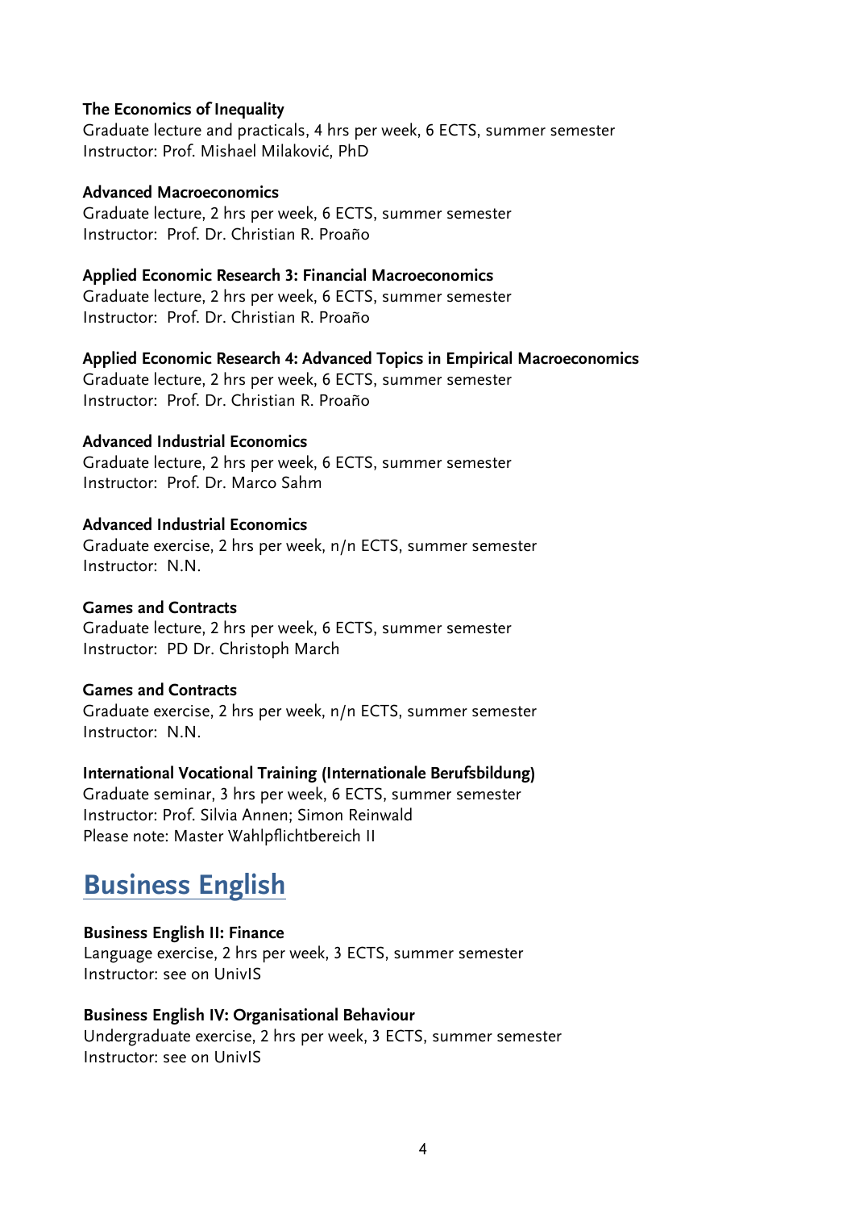**The Economics of Inequality**
Graduate lecture and practicals, 4 hrs per week, 6 ECTS, summer semester
Instructor: Prof. Mishael Milaković, PhD

**Advanced Macroeconomics**
Graduate lecture, 2 hrs per week, 6 ECTS, summer semester
Instructor: Prof. Dr. Christian R. Proaño

**Applied Economic Research 3: Financial Macroeconomics**
Graduate lecture, 2 hrs per week, 6 ECTS, summer semester
Instructor: Prof. Dr. Christian R. Proaño

**Applied Economic Research 4: Advanced Topics in Empirical Macroeconomics**
Graduate lecture, 2 hrs per week, 6 ECTS, summer semester
Instructor: Prof. Dr. Christian R. Proaño

**Advanced Industrial Economics**
Graduate lecture, 2 hrs per week, 6 ECTS, summer semester
Instructor: Prof. Dr. Marco Sahm

**Advanced Industrial Economics**
Graduate exercise, 2 hrs per week, n/n ECTS, summer semester
Instructor: N.N.

**Games and Contracts**
Graduate lecture, 2 hrs per week, 6 ECTS, summer semester
Instructor: PD Dr. Christoph March

**Games and Contracts**
Graduate exercise, 2 hrs per week, n/n ECTS, summer semester
Instructor: N.N.

**International Vocational Training (Internationale Berufsbildung)**
Graduate seminar, 3 hrs per week, 6 ECTS, summer semester
Instructor: Prof. Silvia Annen; Simon Reinwald
Please note: Master Wahlpflichtbereich II

## Business English

**Business English II: Finance**
Language exercise, 2 hrs per week, 3 ECTS, summer semester
Instructor: see on UnivIS

**Business English IV: Organisational Behaviour**
Undergraduate exercise, 2 hrs per week, 3 ECTS, summer semester
Instructor: see on UnivIS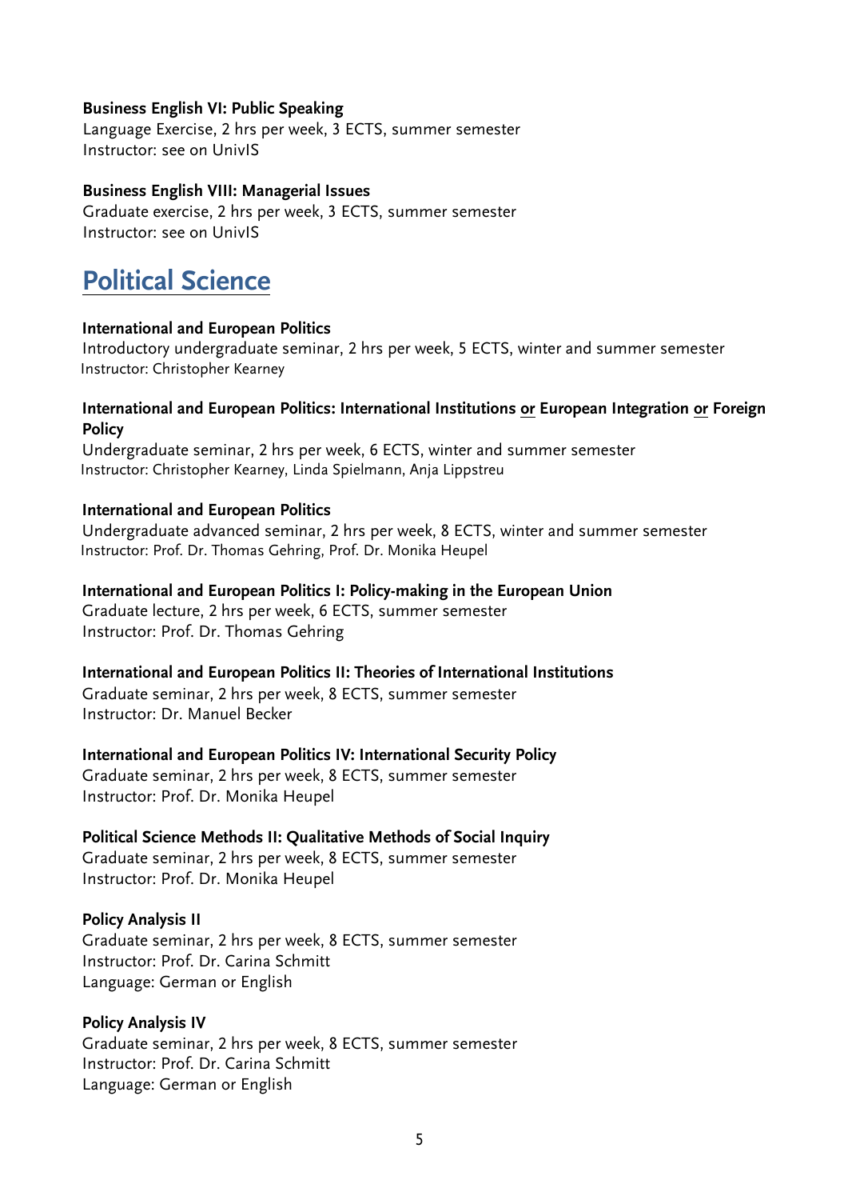**Business English VI: Public Speaking**
Language Exercise, 2 hrs per week, 3 ECTS, summer semester
Instructor: see on UnivIS

**Business English VIII: Managerial Issues**
Graduate exercise, 2 hrs per week, 3 ECTS, summer semester
Instructor: see on UnivIS

# Political Science

**International and European Politics**
Introductory undergraduate seminar, 2 hrs per week, 5 ECTS, winter and summer semester
Instructor: Christopher Kearney

**International and European Politics: International Institutions <u>or</u> European Integration <u>or</u> Foreign Policy**
Undergraduate seminar, 2 hrs per week, 6 ECTS, winter and summer semester
Instructor: Christopher Kearney, Linda Spielmann, Anja Lippstreu

**International and European Politics**
Undergraduate advanced seminar, 2 hrs per week, 8 ECTS, winter and summer semester
Instructor: Prof. Dr. Thomas Gehring, Prof. Dr. Monika Heupel

**International and European Politics I: Policy-making in the European Union**
Graduate lecture, 2 hrs per week, 6 ECTS, summer semester
Instructor: Prof. Dr. Thomas Gehring

**International and European Politics II: Theories of International Institutions**
Graduate seminar, 2 hrs per week, 8 ECTS, summer semester
Instructor: Dr. Manuel Becker

**International and European Politics IV: International Security Policy**
Graduate seminar, 2 hrs per week, 8 ECTS, summer semester
Instructor: Prof. Dr. Monika Heupel

**Political Science Methods II: Qualitative Methods of Social Inquiry**
Graduate seminar, 2 hrs per week, 8 ECTS, summer semester
Instructor: Prof. Dr. Monika Heupel

**Policy Analysis II**
Graduate seminar, 2 hrs per week, 8 ECTS, summer semester
Instructor: Prof. Dr. Carina Schmitt
Language: German or English

**Policy Analysis IV**
Graduate seminar, 2 hrs per week, 8 ECTS, summer semester
Instructor: Prof. Dr. Carina Schmitt
Language: German or English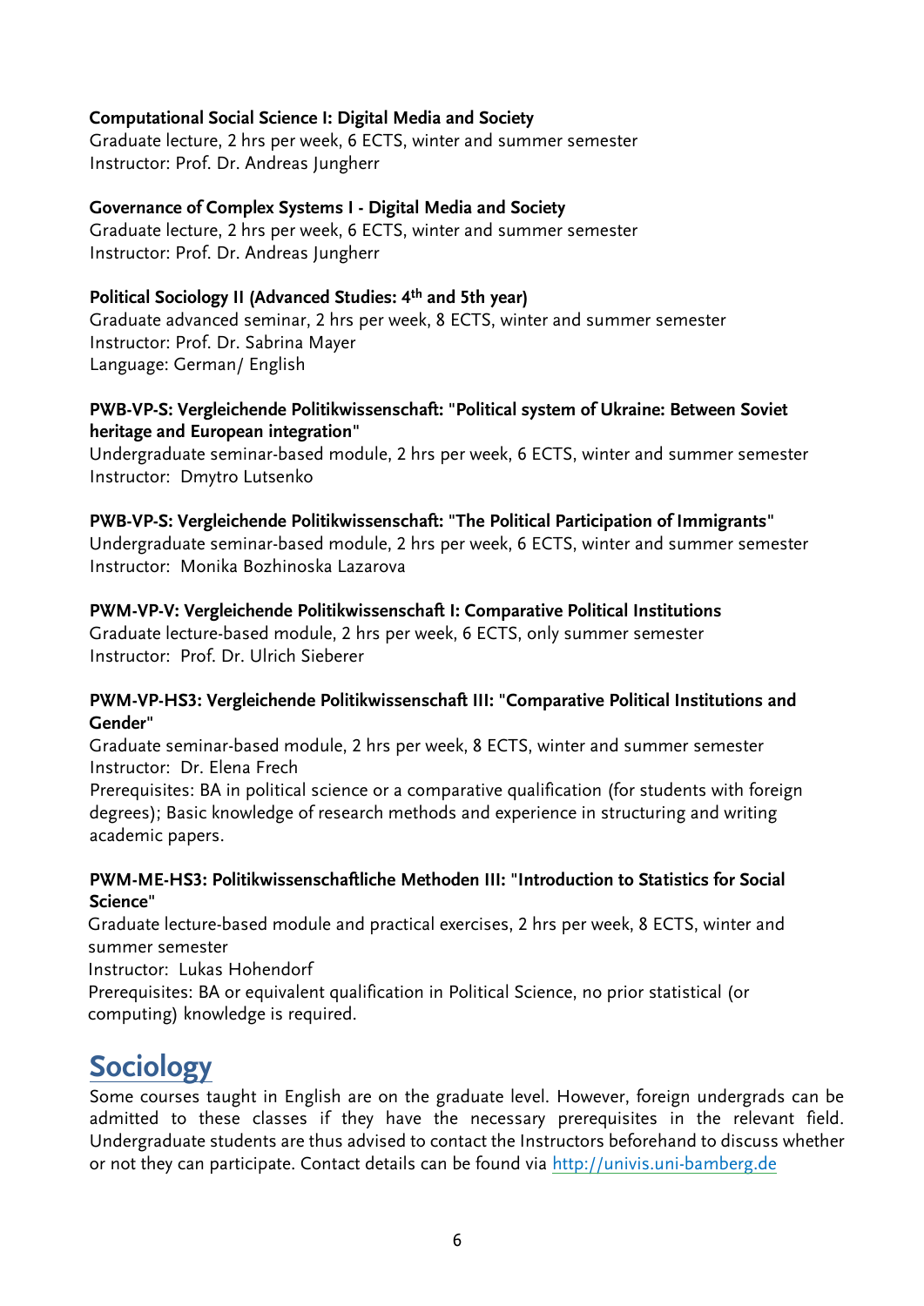**Computational Social Science I: Digital Media and Society**
Graduate lecture, 2 hrs per week, 6 ECTS, winter and summer semester
Instructor: Prof. Dr. Andreas Jungherr

**Governance of Complex Systems I - Digital Media and Society**
Graduate lecture, 2 hrs per week, 6 ECTS, winter and summer semester
Instructor: Prof. Dr. Andreas Jungherr

**Political Sociology II (Advanced Studies: 4th and 5th year)**
Graduate advanced seminar, 2 hrs per week, 8 ECTS, winter and summer semester
Instructor: Prof. Dr. Sabrina Mayer
Language: German/ English

**PWB-VP-S: Vergleichende Politikwissenschaft: "Political system of Ukraine: Between Soviet heritage and European integration"**
Undergraduate seminar-based module, 2 hrs per week, 6 ECTS, winter and summer semester
Instructor: Dmytro Lutsenko

**PWB-VP-S: Vergleichende Politikwissenschaft: "The Political Participation of Immigrants"**
Undergraduate seminar-based module, 2 hrs per week, 6 ECTS, winter and summer semester
Instructor: Monika Bozhinoska Lazarova

**PWM-VP-V: Vergleichende Politikwissenschaft I: Comparative Political Institutions**
Graduate lecture-based module, 2 hrs per week, 6 ECTS, only summer semester
Instructor: Prof. Dr. Ulrich Sieberer

**PWM-VP-HS3: Vergleichende Politikwissenschaft III: "Comparative Political Institutions and Gender"**
Graduate seminar-based module, 2 hrs per week, 8 ECTS, winter and summer semester
Instructor: Dr. Elena Frech
Prerequisites: BA in political science or a comparative qualification (for students with foreign degrees); Basic knowledge of research methods and experience in structuring and writing academic papers.

**PWM-ME-HS3: Politikwissenschaftliche Methoden III: "Introduction to Statistics for Social Science"**
Graduate lecture-based module and practical exercises, 2 hrs per week, 8 ECTS, winter and summer semester
Instructor: Lukas Hohendorf
Prerequisites: BA or equivalent qualification in Political Science, no prior statistical (or computing) knowledge is required.

# Sociology

Some courses taught in English are on the graduate level. However, foreign undergrads can be admitted to these classes if they have the necessary prerequisites in the relevant field. Undergraduate students are thus advised to contact the Instructors beforehand to discuss whether or not they can participate. Contact details can be found via http://univis.uni-bamberg.de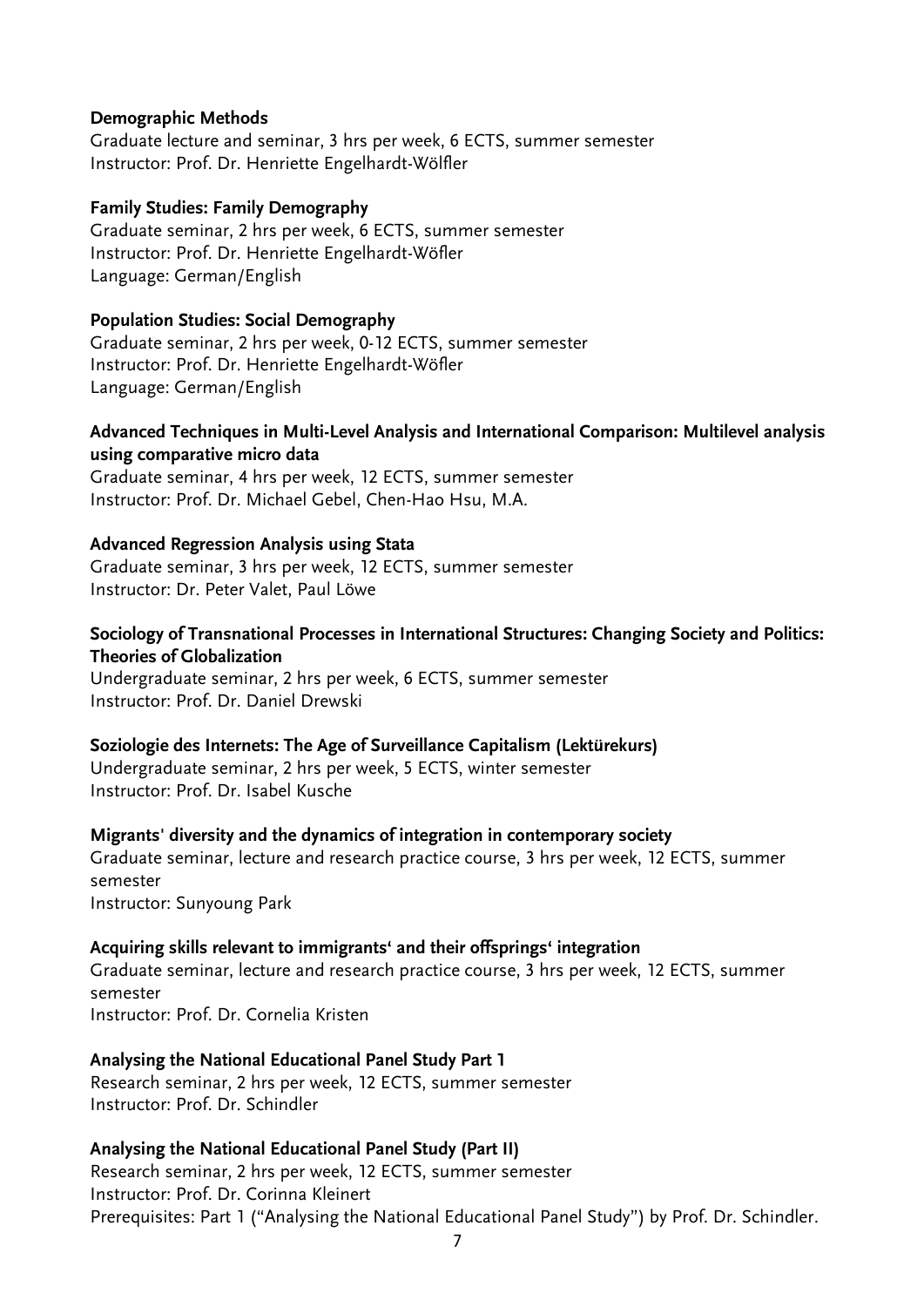**Demographic Methods**
Graduate lecture and seminar, 3 hrs per week, 6 ECTS, summer semester
Instructor: Prof. Dr. Henriette Engelhardt-Wölfler

**Family Studies: Family Demography**
Graduate seminar, 2 hrs per week, 6 ECTS, summer semester
Instructor: Prof. Dr. Henriette Engelhardt-Wöfler
Language: German/English

**Population Studies: Social Demography**
Graduate seminar, 2 hrs per week, 0-12 ECTS, summer semester
Instructor: Prof. Dr. Henriette Engelhardt-Wöfler
Language: German/English

**Advanced Techniques in Multi-Level Analysis and International Comparison: Multilevel analysis using comparative micro data**
Graduate seminar, 4 hrs per week, 12 ECTS, summer semester
Instructor: Prof. Dr. Michael Gebel, Chen-Hao Hsu, M.A.

**Advanced Regression Analysis using Stata**
Graduate seminar, 3 hrs per week, 12 ECTS, summer semester
Instructor: Dr. Peter Valet, Paul Löwe

**Sociology of Transnational Processes in International Structures: Changing Society and Politics: Theories of Globalization**
Undergraduate seminar, 2 hrs per week, 6 ECTS, summer semester
Instructor: Prof. Dr. Daniel Drewski

**Soziologie des Internets: The Age of Surveillance Capitalism (Lektürekurs)**
Undergraduate seminar, 2 hrs per week, 5 ECTS, winter semester
Instructor: Prof. Dr. Isabel Kusche

**Migrants' diversity and the dynamics of integration in contemporary society**
Graduate seminar, lecture and research practice course, 3 hrs per week, 12 ECTS, summer semester
Instructor: Sunyoung Park

**Acquiring skills relevant to immigrants' and their offsprings' integration**
Graduate seminar, lecture and research practice course, 3 hrs per week, 12 ECTS, summer semester
Instructor: Prof. Dr. Cornelia Kristen

**Analysing the National Educational Panel Study Part 1**
Research seminar, 2 hrs per week, 12 ECTS, summer semester
Instructor: Prof. Dr. Schindler

**Analysing the National Educational Panel Study (Part II)**
Research seminar, 2 hrs per week, 12 ECTS, summer semester
Instructor: Prof. Dr. Corinna Kleinert
Prerequisites: Part 1 ("Analysing the National Educational Panel Study") by Prof. Dr. Schindler.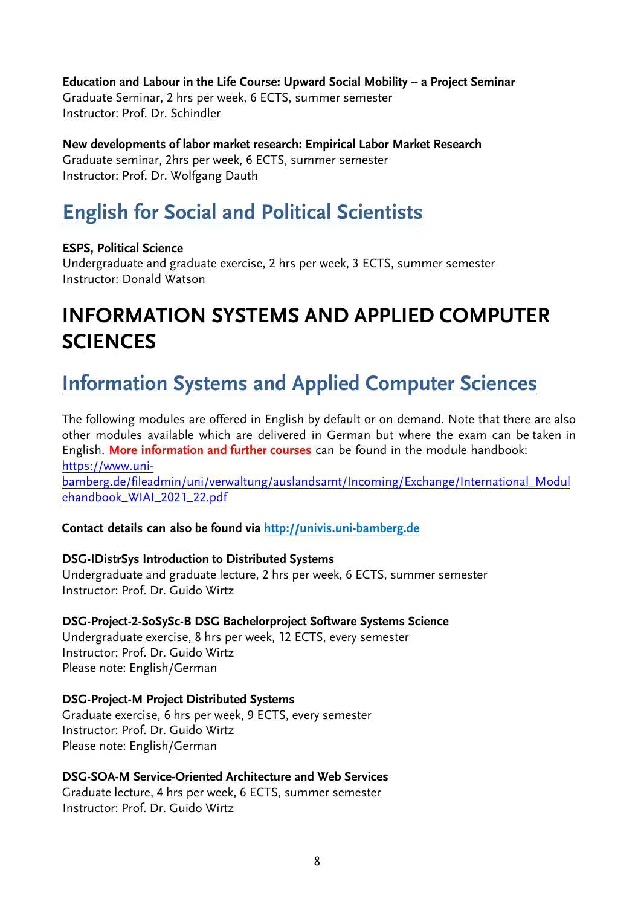**Education and Labour in the Life Course: Upward Social Mobility – a Project Seminar**
Graduate Seminar, 2 hrs per week, 6 ECTS, summer semester
Instructor: Prof. Dr. Schindler

**New developments of labor market research: Empirical Labor Market Research**
Graduate seminar, 2hrs per week, 6 ECTS, summer semester
Instructor: Prof. Dr. Wolfgang Dauth

## English for Social and Political Scientists

**ESPS, Political Science**
Undergraduate and graduate exercise, 2 hrs per week, 3 ECTS, summer semester
Instructor: Donald Watson

# INFORMATION SYSTEMS AND APPLIED COMPUTER SCIENCES

## Information Systems and Applied Computer Sciences

The following modules are offered in English by default or on demand. Note that there are also other modules available which are delivered in German but where the exam can be taken in English. **More information and further courses** can be found in the module handbook: https://www.uni-bamberg.de/fileadmin/uni/verwaltung/auslandsamt/Incoming/Exchange/International_Modulehandbook_WIAI_2021_22.pdf

**Contact details can also be found via http://univis.uni-bamberg.de**

**DSG-IDistrSys Introduction to Distributed Systems**
Undergraduate and graduate lecture, 2 hrs per week, 6 ECTS, summer semester
Instructor: Prof. Dr. Guido Wirtz

**DSG-Project-2-SoSySc-B DSG Bachelorproject Software Systems Science**
Undergraduate exercise, 8 hrs per week, 12 ECTS, every semester
Instructor: Prof. Dr. Guido Wirtz
Please note: English/German

**DSG-Project-M Project Distributed Systems**
Graduate exercise, 6 hrs per week, 9 ECTS, every semester
Instructor: Prof. Dr. Guido Wirtz
Please note: English/German

**DSG-SOA-M Service-Oriented Architecture and Web Services**
Graduate lecture, 4 hrs per week, 6 ECTS, summer semester
Instructor: Prof. Dr. Guido Wirtz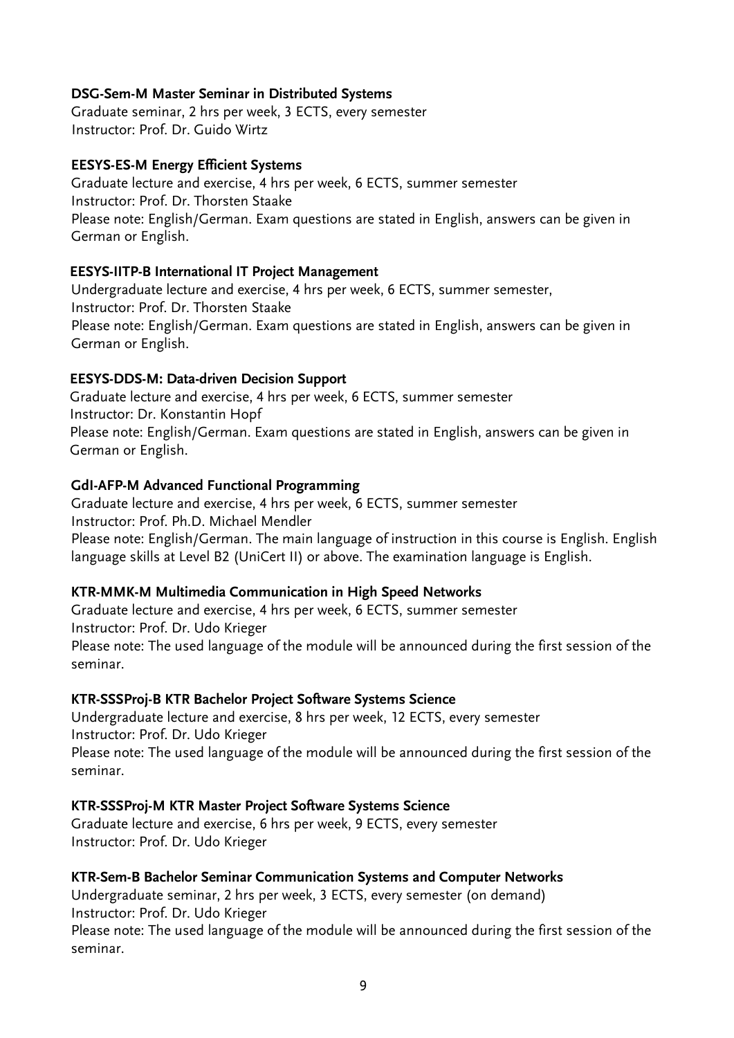**DSG-Sem-M Master Seminar in Distributed Systems**
Graduate seminar, 2 hrs per week, 3 ECTS, every semester
Instructor: Prof. Dr. Guido Wirtz

**EESYS-ES-M Energy Efficient Systems**
Graduate lecture and exercise, 4 hrs per week, 6 ECTS, summer semester
Instructor: Prof. Dr. Thorsten Staake
Please note: English/German. Exam questions are stated in English, answers can be given in German or English.

**EESYS-IITP-B International IT Project Management**
Undergraduate lecture and exercise, 4 hrs per week, 6 ECTS, summer semester,
Instructor: Prof. Dr. Thorsten Staake
Please note: English/German. Exam questions are stated in English, answers can be given in German or English.

**EESYS-DDS-M: Data-driven Decision Support**
Graduate lecture and exercise, 4 hrs per week, 6 ECTS, summer semester
Instructor: Dr. Konstantin Hopf
Please note: English/German. Exam questions are stated in English, answers can be given in German or English.

**GdI-AFP-M Advanced Functional Programming**
Graduate lecture and exercise, 4 hrs per week, 6 ECTS, summer semester
Instructor: Prof. Ph.D. Michael Mendler
Please note: English/German. The main language of instruction in this course is English. English language skills at Level B2 (UniCert II) or above. The examination language is English.

**KTR-MMK-M Multimedia Communication in High Speed Networks**
Graduate lecture and exercise, 4 hrs per week, 6 ECTS, summer semester
Instructor: Prof. Dr. Udo Krieger
Please note: The used language of the module will be announced during the first session of the seminar.

**KTR-SSSProj-B KTR Bachelor Project Software Systems Science**
Undergraduate lecture and exercise, 8 hrs per week, 12 ECTS, every semester
Instructor: Prof. Dr. Udo Krieger
Please note: The used language of the module will be announced during the first session of the seminar.

**KTR-SSSProj-M KTR Master Project Software Systems Science**
Graduate lecture and exercise, 6 hrs per week, 9 ECTS, every semester
Instructor: Prof. Dr. Udo Krieger

**KTR-Sem-B Bachelor Seminar Communication Systems and Computer Networks**
Undergraduate seminar, 2 hrs per week, 3 ECTS, every semester (on demand)
Instructor: Prof. Dr. Udo Krieger
Please note: The used language of the module will be announced during the first session of the seminar.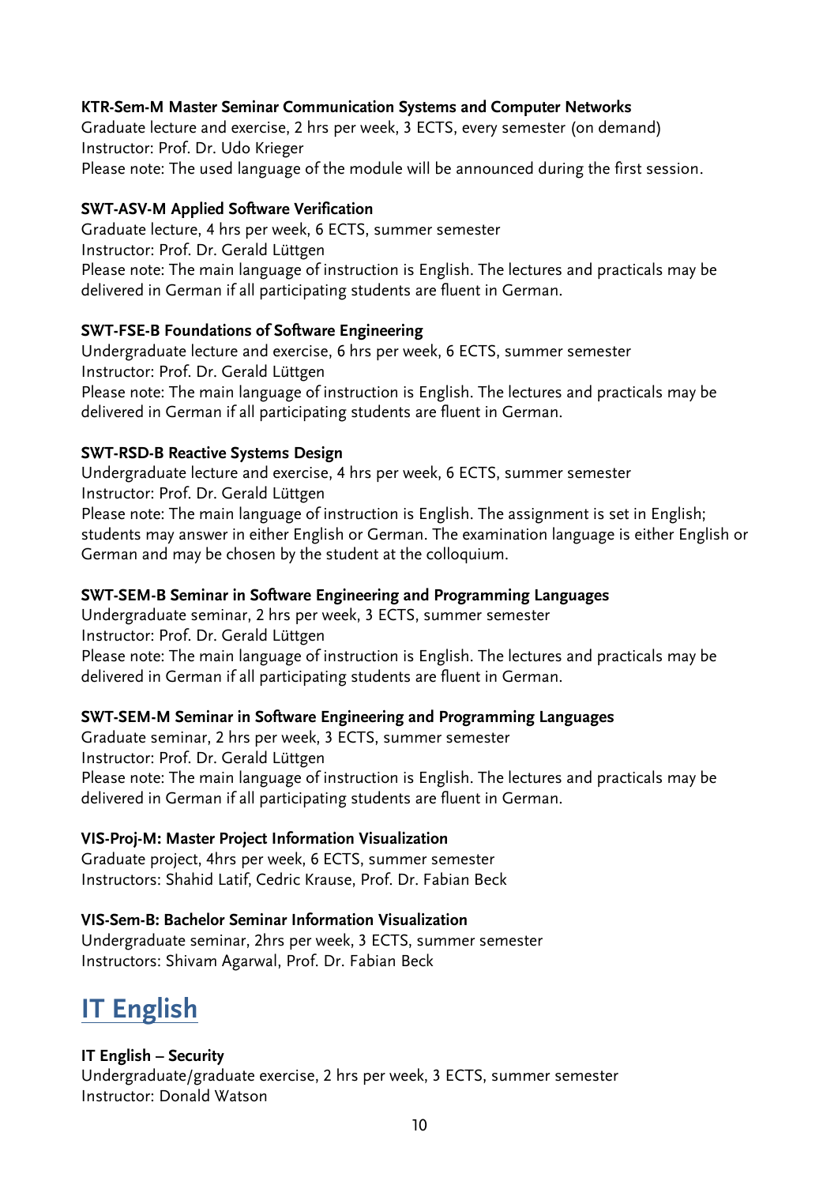**KTR-Sem-M Master Seminar Communication Systems and Computer Networks**
Graduate lecture and exercise, 2 hrs per week, 3 ECTS, every semester (on demand)
Instructor: Prof. Dr. Udo Krieger
Please note: The used language of the module will be announced during the first session.

**SWT-ASV-M Applied Software Verification**
Graduate lecture, 4 hrs per week, 6 ECTS, summer semester
Instructor: Prof. Dr. Gerald Lüttgen
Please note: The main language of instruction is English. The lectures and practicals may be delivered in German if all participating students are fluent in German.

**SWT-FSE-B Foundations of Software Engineering**
Undergraduate lecture and exercise, 6 hrs per week, 6 ECTS, summer semester
Instructor: Prof. Dr. Gerald Lüttgen
Please note: The main language of instruction is English. The lectures and practicals may be delivered in German if all participating students are fluent in German.

**SWT-RSD-B Reactive Systems Design**
Undergraduate lecture and exercise, 4 hrs per week, 6 ECTS, summer semester
Instructor: Prof. Dr. Gerald Lüttgen
Please note: The main language of instruction is English. The assignment is set in English; students may answer in either English or German. The examination language is either English or German and may be chosen by the student at the colloquium.

**SWT-SEM-B Seminar in Software Engineering and Programming Languages**
Undergraduate seminar, 2 hrs per week, 3 ECTS, summer semester
Instructor: Prof. Dr. Gerald Lüttgen
Please note: The main language of instruction is English. The lectures and practicals may be delivered in German if all participating students are fluent in German.

**SWT-SEM-M Seminar in Software Engineering and Programming Languages**
Graduate seminar, 2 hrs per week, 3 ECTS, summer semester
Instructor: Prof. Dr. Gerald Lüttgen
Please note: The main language of instruction is English. The lectures and practicals may be delivered in German if all participating students are fluent in German.

**VIS-Proj-M: Master Project Information Visualization**
Graduate project, 4hrs per week, 6 ECTS, summer semester
Instructors: Shahid Latif, Cedric Krause, Prof. Dr. Fabian Beck

**VIS-Sem-B: Bachelor Seminar Information Visualization**
Undergraduate seminar, 2hrs per week, 3 ECTS, summer semester
Instructors: Shivam Agarwal, Prof. Dr. Fabian Beck

## IT English

**IT English – Security**
Undergraduate/graduate exercise, 2 hrs per week, 3 ECTS, summer semester
Instructor: Donald Watson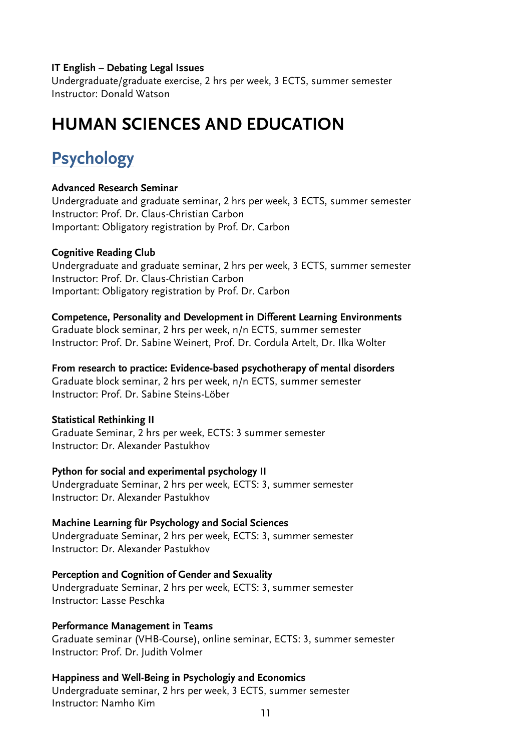**IT English – Debating Legal Issues**
Undergraduate/graduate exercise, 2 hrs per week, 3 ECTS, summer semester
Instructor: Donald Watson

# HUMAN SCIENCES AND EDUCATION

## Psychology

**Advanced Research Seminar**
Undergraduate and graduate seminar, 2 hrs per week, 3 ECTS, summer semester
Instructor: Prof. Dr. Claus-Christian Carbon
Important: Obligatory registration by Prof. Dr. Carbon

**Cognitive Reading Club**
Undergraduate and graduate seminar, 2 hrs per week, 3 ECTS, summer semester
Instructor: Prof. Dr. Claus-Christian Carbon
Important: Obligatory registration by Prof. Dr. Carbon

**Competence, Personality and Development in Different Learning Environments**
Graduate block seminar, 2 hrs per week, n/n ECTS, summer semester
Instructor: Prof. Dr. Sabine Weinert, Prof. Dr. Cordula Artelt, Dr. Ilka Wolter

**From research to practice: Evidence-based psychotherapy of mental disorders**
Graduate block seminar, 2 hrs per week, n/n ECTS, summer semester
Instructor: Prof. Dr. Sabine Steins-Löber

**Statistical Rethinking II**
Graduate Seminar, 2 hrs per week, ECTS: 3 summer semester
Instructor: Dr. Alexander Pastukhov

**Python for social and experimental psychology II**
Undergraduate Seminar, 2 hrs per week, ECTS: 3, summer semester
Instructor: Dr. Alexander Pastukhov

**Machine Learning für Psychology and Social Sciences**
Undergraduate Seminar, 2 hrs per week, ECTS: 3, summer semester
Instructor: Dr. Alexander Pastukhov

**Perception and Cognition of Gender and Sexuality**
Undergraduate Seminar, 2 hrs per week, ECTS: 3, summer semester
Instructor: Lasse Peschka

**Performance Management in Teams**
Graduate seminar (VHB-Course), online seminar, ECTS: 3, summer semester
Instructor: Prof. Dr. Judith Volmer

**Happiness and Well-Being in Psychologiy and Economics**
Undergraduate seminar, 2 hrs per week, 3 ECTS, summer semester
Instructor: Namho Kim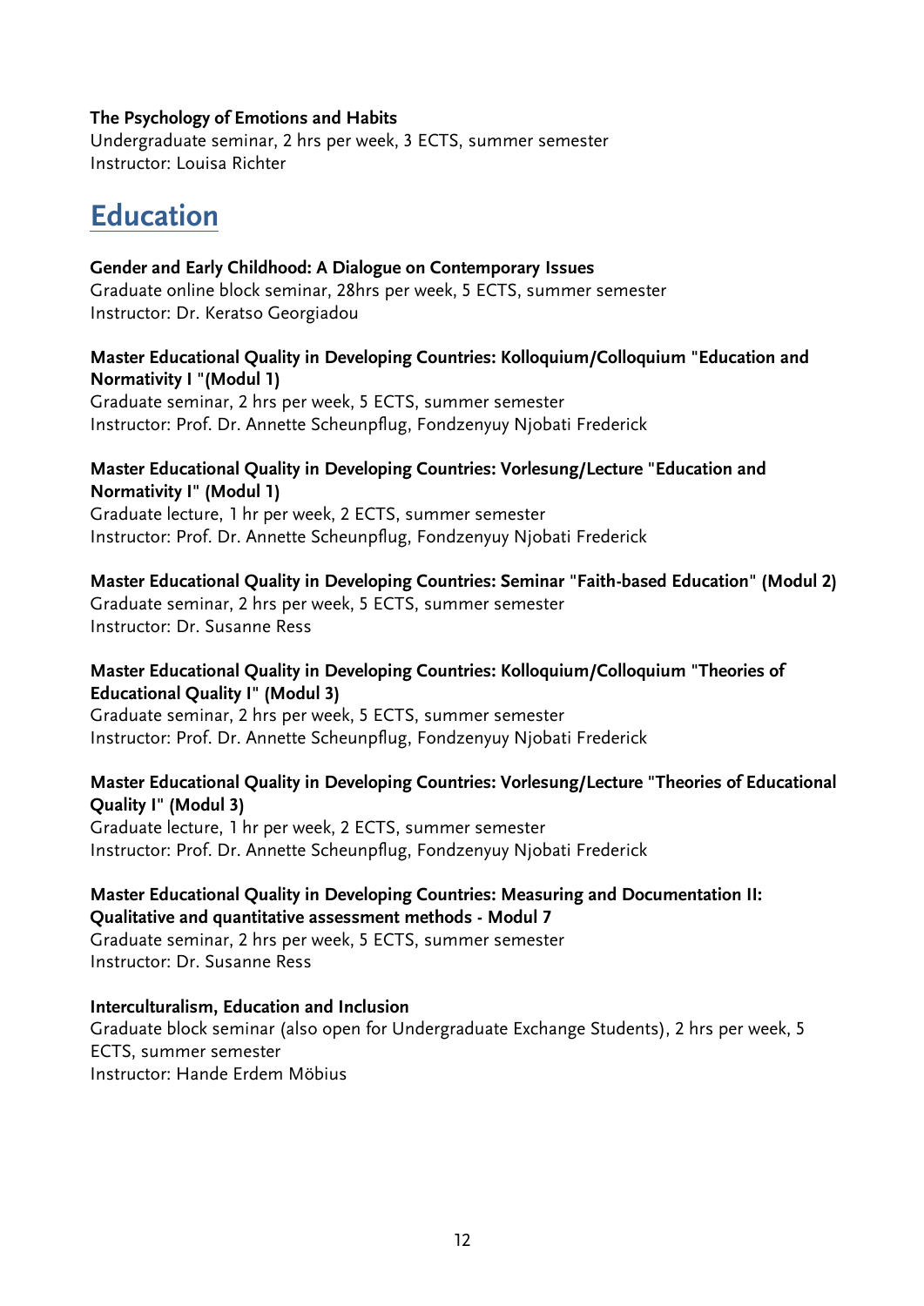**The Psychology of Emotions and Habits**
Undergraduate seminar, 2 hrs per week, 3 ECTS, summer semester
Instructor: Louisa Richter

## Education

**Gender and Early Childhood: A Dialogue on Contemporary Issues**
Graduate online block seminar, 28hrs per week, 5 ECTS, summer semester
Instructor: Dr. Keratso Georgiadou

**Master Educational Quality in Developing Countries: Kolloquium/Colloquium "Education and Normativity I "(Modul 1)**
Graduate seminar, 2 hrs per week, 5 ECTS, summer semester
Instructor: Prof. Dr. Annette Scheunpflug, Fondzenyuy Njobati Frederick

**Master Educational Quality in Developing Countries: Vorlesung/Lecture "Education and Normativity I" (Modul 1)**
Graduate lecture, 1 hr per week, 2 ECTS, summer semester
Instructor: Prof. Dr. Annette Scheunpflug, Fondzenyuy Njobati Frederick

**Master Educational Quality in Developing Countries: Seminar "Faith-based Education" (Modul 2)**
Graduate seminar, 2 hrs per week, 5 ECTS, summer semester
Instructor: Dr. Susanne Ress

**Master Educational Quality in Developing Countries: Kolloquium/Colloquium "Theories of Educational Quality I" (Modul 3)**
Graduate seminar, 2 hrs per week, 5 ECTS, summer semester
Instructor: Prof. Dr. Annette Scheunpflug, Fondzenyuy Njobati Frederick

**Master Educational Quality in Developing Countries: Vorlesung/Lecture "Theories of Educational Quality I" (Modul 3)**
Graduate lecture, 1 hr per week, 2 ECTS, summer semester
Instructor: Prof. Dr. Annette Scheunpflug, Fondzenyuy Njobati Frederick

**Master Educational Quality in Developing Countries: Measuring and Documentation II: Qualitative and quantitative assessment methods - Modul 7**
Graduate seminar, 2 hrs per week, 5 ECTS, summer semester
Instructor: Dr. Susanne Ress

**Interculturalism, Education and Inclusion**
Graduate block seminar (also open for Undergraduate Exchange Students), 2 hrs per week, 5 ECTS, summer semester
Instructor: Hande Erdem Möbius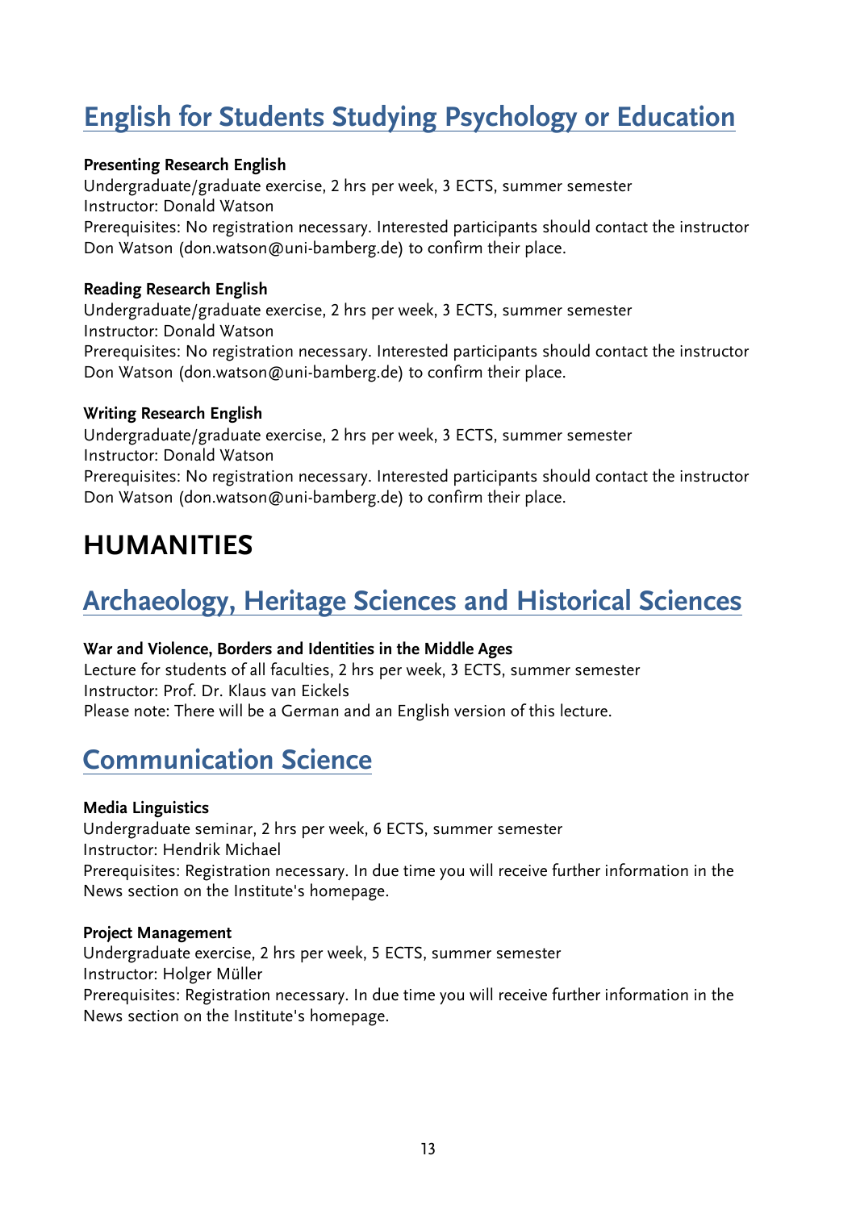## English for Students Studying Psychology or Education

**Presenting Research English**
Undergraduate/graduate exercise, 2 hrs per week, 3 ECTS, summer semester
Instructor: Donald Watson
Prerequisites: No registration necessary. Interested participants should contact the instructor Don Watson (don.watson@uni-bamberg.de) to confirm their place.

**Reading Research English**
Undergraduate/graduate exercise, 2 hrs per week, 3 ECTS, summer semester
Instructor: Donald Watson
Prerequisites: No registration necessary. Interested participants should contact the instructor Don Watson (don.watson@uni-bamberg.de) to confirm their place.

**Writing Research English**
Undergraduate/graduate exercise, 2 hrs per week, 3 ECTS, summer semester
Instructor: Donald Watson
Prerequisites: No registration necessary. Interested participants should contact the instructor Don Watson (don.watson@uni-bamberg.de) to confirm their place.

# HUMANITIES

## Archaeology, Heritage Sciences and Historical Sciences

**War and Violence, Borders and Identities in the Middle Ages**
Lecture for students of all faculties, 2 hrs per week, 3 ECTS, summer semester
Instructor: Prof. Dr. Klaus van Eickels
Please note: There will be a German and an English version of this lecture.

## Communication Science

**Media Linguistics**
Undergraduate seminar, 2 hrs per week, 6 ECTS, summer semester
Instructor: Hendrik Michael
Prerequisites: Registration necessary. In due time you will receive further information in the News section on the Institute's homepage.

**Project Management**
Undergraduate exercise, 2 hrs per week, 5 ECTS, summer semester
Instructor: Holger Müller
Prerequisites: Registration necessary. In due time you will receive further information in the News section on the Institute's homepage.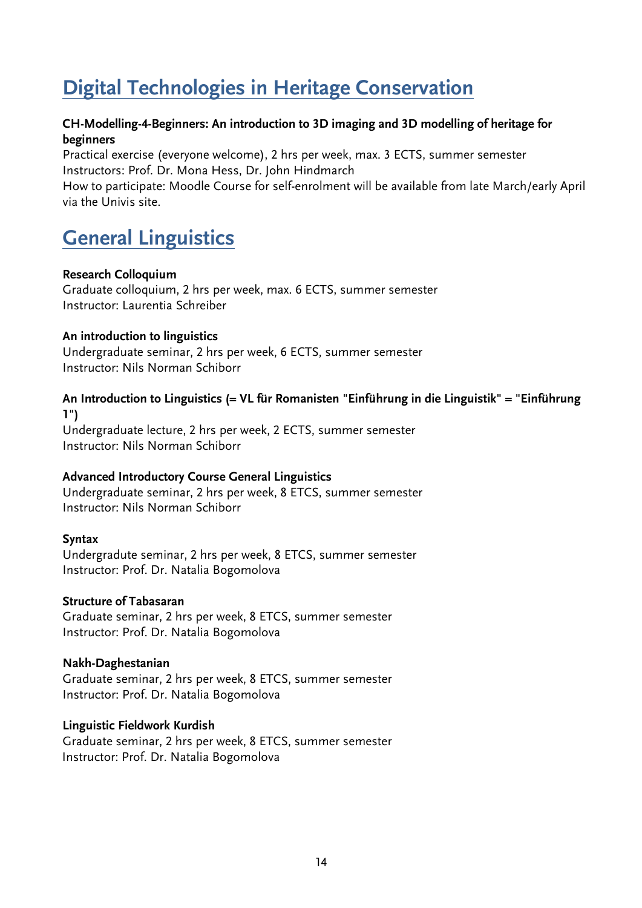# Digital Technologies in Heritage Conservation

**CH-Modelling-4-Beginners: An introduction to 3D imaging and 3D modelling of heritage for beginners**
Practical exercise (everyone welcome), 2 hrs per week, max. 3 ECTS, summer semester
Instructors: Prof. Dr. Mona Hess, Dr. John Hindmarch
How to participate: Moodle Course for self-enrolment will be available from late March/early April via the Univis site.

# General Linguistics

**Research Colloquium**
Graduate colloquium, 2 hrs per week, max. 6 ECTS, summer semester
Instructor: Laurentia Schreiber

**An introduction to linguistics**
Undergraduate seminar, 2 hrs per week, 6 ECTS, summer semester
Instructor: Nils Norman Schiborr

**An Introduction to Linguistics (= VL für Romanisten "Einführung in die Linguistik" = "Einführung 1")**
Undergraduate lecture, 2 hrs per week, 2 ECTS, summer semester
Instructor: Nils Norman Schiborr

**Advanced Introductory Course General Linguistics**
Undergraduate seminar, 2 hrs per week, 8 ETCS, summer semester
Instructor: Nils Norman Schiborr

**Syntax**
Undergradute seminar, 2 hrs per week, 8 ETCS, summer semester
Instructor: Prof. Dr. Natalia Bogomolova

**Structure of Tabasaran**
Graduate seminar, 2 hrs per week, 8 ETCS, summer semester
Instructor: Prof. Dr. Natalia Bogomolova

**Nakh-Daghestanian**
Graduate seminar, 2 hrs per week, 8 ETCS, summer semester
Instructor: Prof. Dr. Natalia Bogomolova

**Linguistic Fieldwork Kurdish**
Graduate seminar, 2 hrs per week, 8 ETCS, summer semester
Instructor: Prof. Dr. Natalia Bogomolova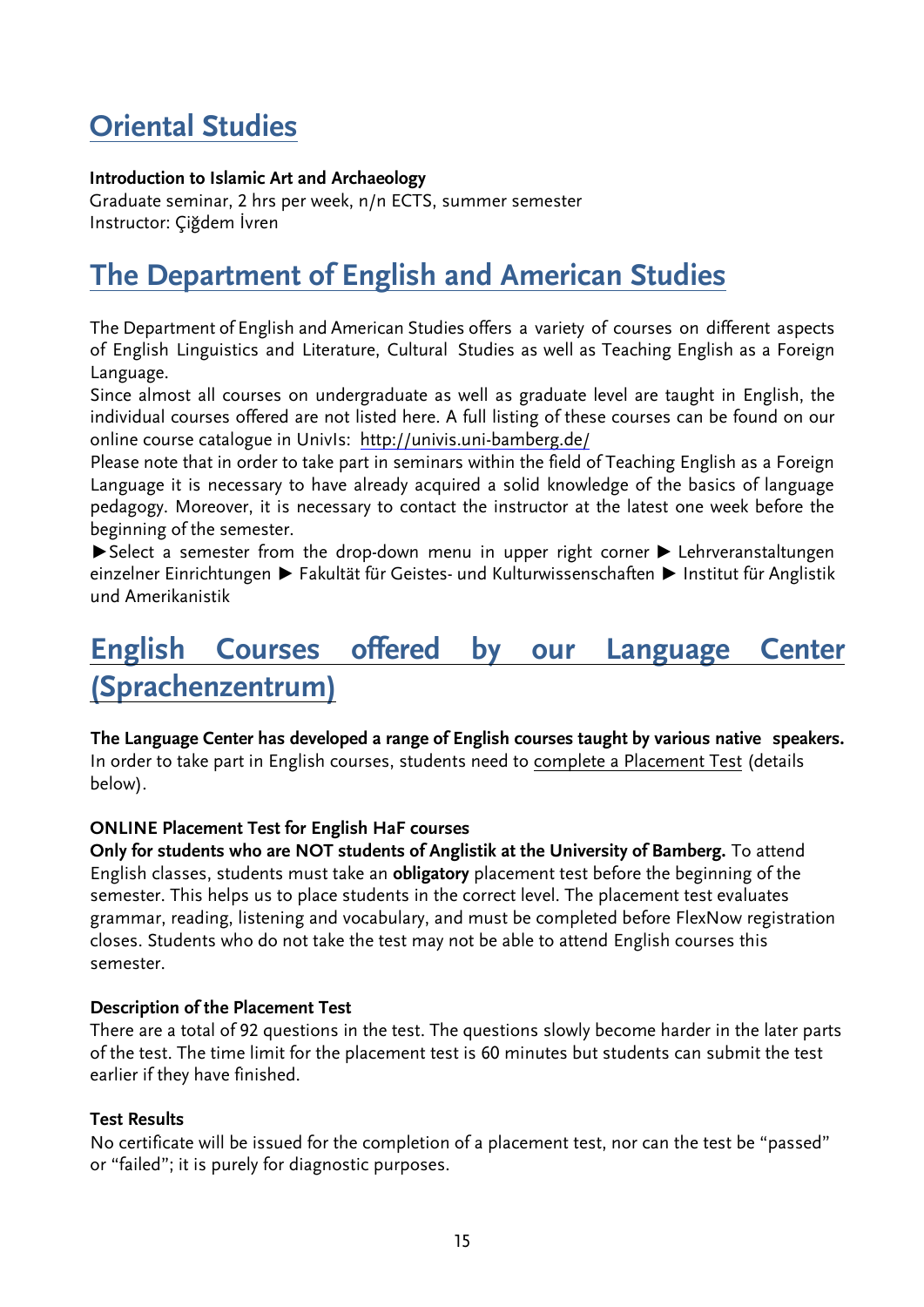## Oriental Studies

**Introduction to Islamic Art and Archaeology**
Graduate seminar, 2 hrs per week, n/n ECTS, summer semester
Instructor: Çiğdem İvren

## The Department of English and American Studies

The Department of English and American Studies offers a variety of courses on different aspects of English Linguistics and Literature, Cultural Studies as well as Teaching English as a Foreign Language.
Since almost all courses on undergraduate as well as graduate level are taught in English, the individual courses offered are not listed here. A full listing of these courses can be found on our online course catalogue in UnivIs: http://univis.uni-bamberg.de/
Please note that in order to take part in seminars within the field of Teaching English as a Foreign Language it is necessary to have already acquired a solid knowledge of the basics of language pedagogy. Moreover, it is necessary to contact the instructor at the latest one week before the beginning of the semester.
►Select a semester from the drop-down menu in upper right corner ► Lehrveranstaltungen einzelner Einrichtungen ► Fakultät für Geistes- und Kulturwissenschaften ► Institut für Anglistik und Amerikanistik

## English Courses offered by our Language Center (Sprachenzentrum)

**The Language Center has developed a range of English courses taught by various native speakers.** In order to take part in English courses, students need to complete a Placement Test (details below).

**ONLINE Placement Test for English HaF courses**
**Only for students who are NOT students of Anglistik at the University of Bamberg.** To attend English classes, students must take an **obligatory** placement test before the beginning of the semester. This helps us to place students in the correct level. The placement test evaluates grammar, reading, listening and vocabulary, and must be completed before FlexNow registration closes. Students who do not take the test may not be able to attend English courses this semester.

**Description of the Placement Test**
There are a total of 92 questions in the test. The questions slowly become harder in the later parts of the test. The time limit for the placement test is 60 minutes but students can submit the test earlier if they have finished.

**Test Results**
No certificate will be issued for the completion of a placement test, nor can the test be "passed" or "failed"; it is purely for diagnostic purposes.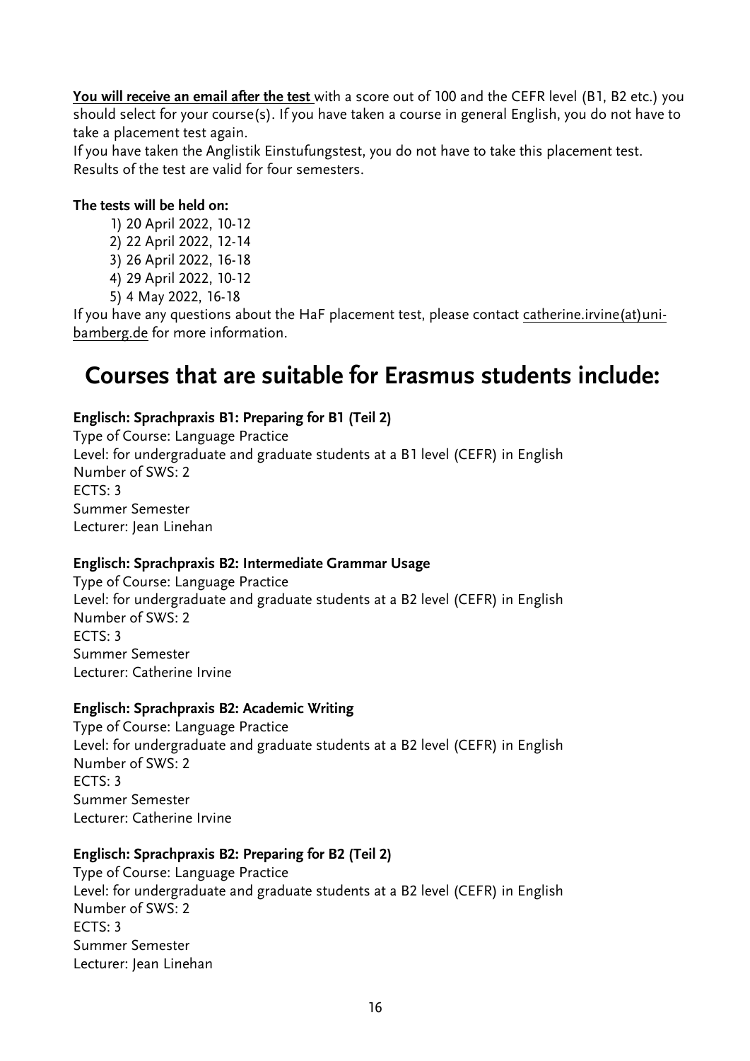**You will receive an email after the test** with a score out of 100 and the CEFR level (B1, B2 etc.) you should select for your course(s). If you have taken a course in general English, you do not have to take a placement test again.

If you have taken the Anglistik Einstufungstest, you do not have to take this placement test. Results of the test are valid for four semesters.

**The tests will be held on:**

1) 20 April 2022, 10-12
2) 22 April 2022, 12-14
3) 26 April 2022, 16-18
4) 29 April 2022, 10-12
5) 4 May 2022, 16-18

If you have any questions about the HaF placement test, please contact catherine.irvine(at)uni-bamberg.de for more information.

# Courses that are suitable for Erasmus students include:

**Englisch: Sprachpraxis B1: Preparing for B1 (Teil 2)**

Type of Course: Language Practice
Level: for undergraduate and graduate students at a B1 level (CEFR) in English
Number of SWS: 2
ECTS: 3
Summer Semester
Lecturer: Jean Linehan

**Englisch: Sprachpraxis B2: Intermediate Grammar Usage**

Type of Course: Language Practice
Level: for undergraduate and graduate students at a B2 level (CEFR) in English
Number of SWS: 2
ECTS: 3
Summer Semester
Lecturer: Catherine Irvine

**Englisch: Sprachpraxis B2: Academic Writing**

Type of Course: Language Practice
Level: for undergraduate and graduate students at a B2 level (CEFR) in English
Number of SWS: 2
ECTS: 3
Summer Semester
Lecturer: Catherine Irvine

**Englisch: Sprachpraxis B2: Preparing for B2 (Teil 2)**

Type of Course: Language Practice
Level: for undergraduate and graduate students at a B2 level (CEFR) in English
Number of SWS: 2
ECTS: 3
Summer Semester
Lecturer: Jean Linehan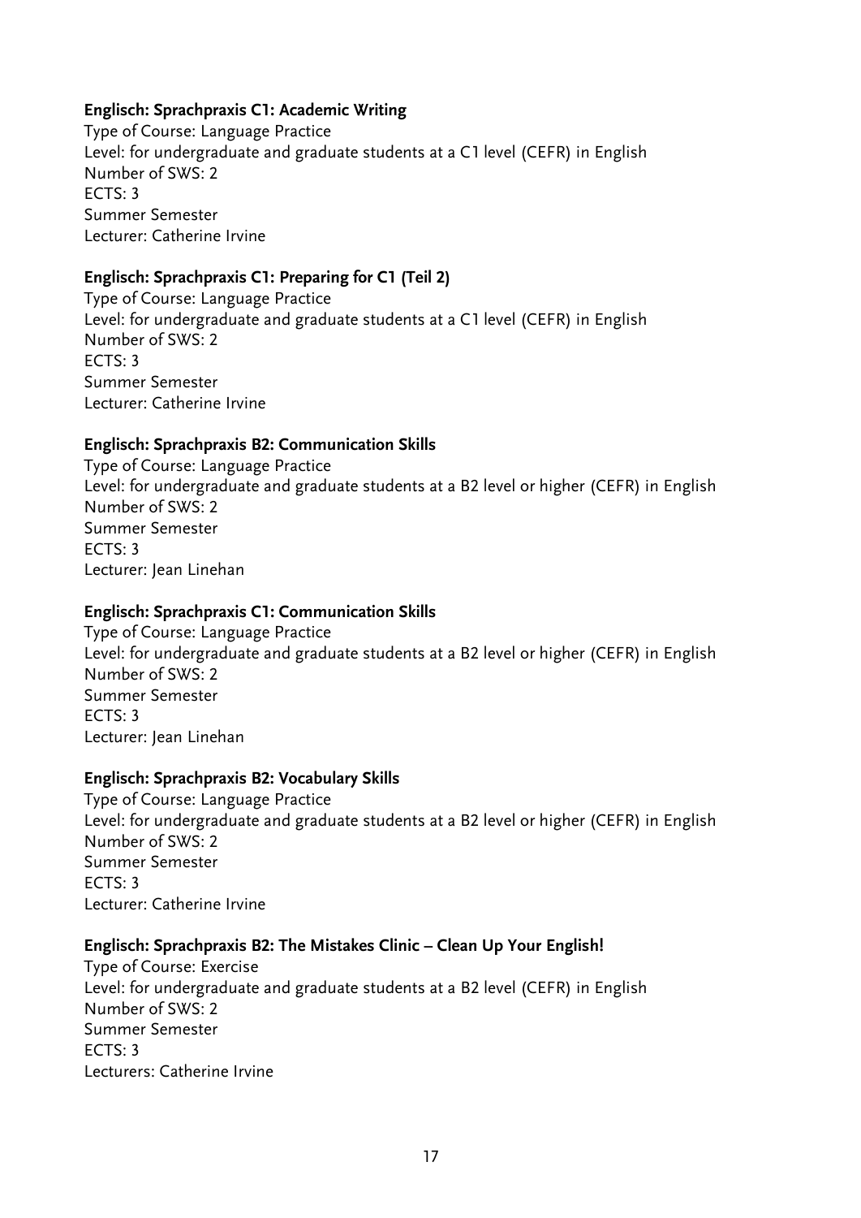**Englisch: Sprachpraxis C1: Academic Writing**
Type of Course: Language Practice
Level: for undergraduate and graduate students at a C1 level (CEFR) in English
Number of SWS: 2
ECTS: 3
Summer Semester
Lecturer: Catherine Irvine

**Englisch: Sprachpraxis C1: Preparing for C1 (Teil 2)**
Type of Course: Language Practice
Level: for undergraduate and graduate students at a C1 level (CEFR) in English
Number of SWS: 2
ECTS: 3
Summer Semester
Lecturer: Catherine Irvine

**Englisch: Sprachpraxis B2: Communication Skills**
Type of Course: Language Practice
Level: for undergraduate and graduate students at a B2 level or higher (CEFR) in English
Number of SWS: 2
Summer Semester
ECTS: 3
Lecturer: Jean Linehan

**Englisch: Sprachpraxis C1: Communication Skills**
Type of Course: Language Practice
Level: for undergraduate and graduate students at a B2 level or higher (CEFR) in English
Number of SWS: 2
Summer Semester
ECTS: 3
Lecturer: Jean Linehan

**Englisch: Sprachpraxis B2: Vocabulary Skills**
Type of Course: Language Practice
Level: for undergraduate and graduate students at a B2 level or higher (CEFR) in English
Number of SWS: 2
Summer Semester
ECTS: 3
Lecturer: Catherine Irvine

**Englisch: Sprachpraxis B2: The Mistakes Clinic – Clean Up Your English!**
Type of Course: Exercise
Level: for undergraduate and graduate students at a B2 level (CEFR) in English
Number of SWS: 2
Summer Semester
ECTS: 3
Lecturers: Catherine Irvine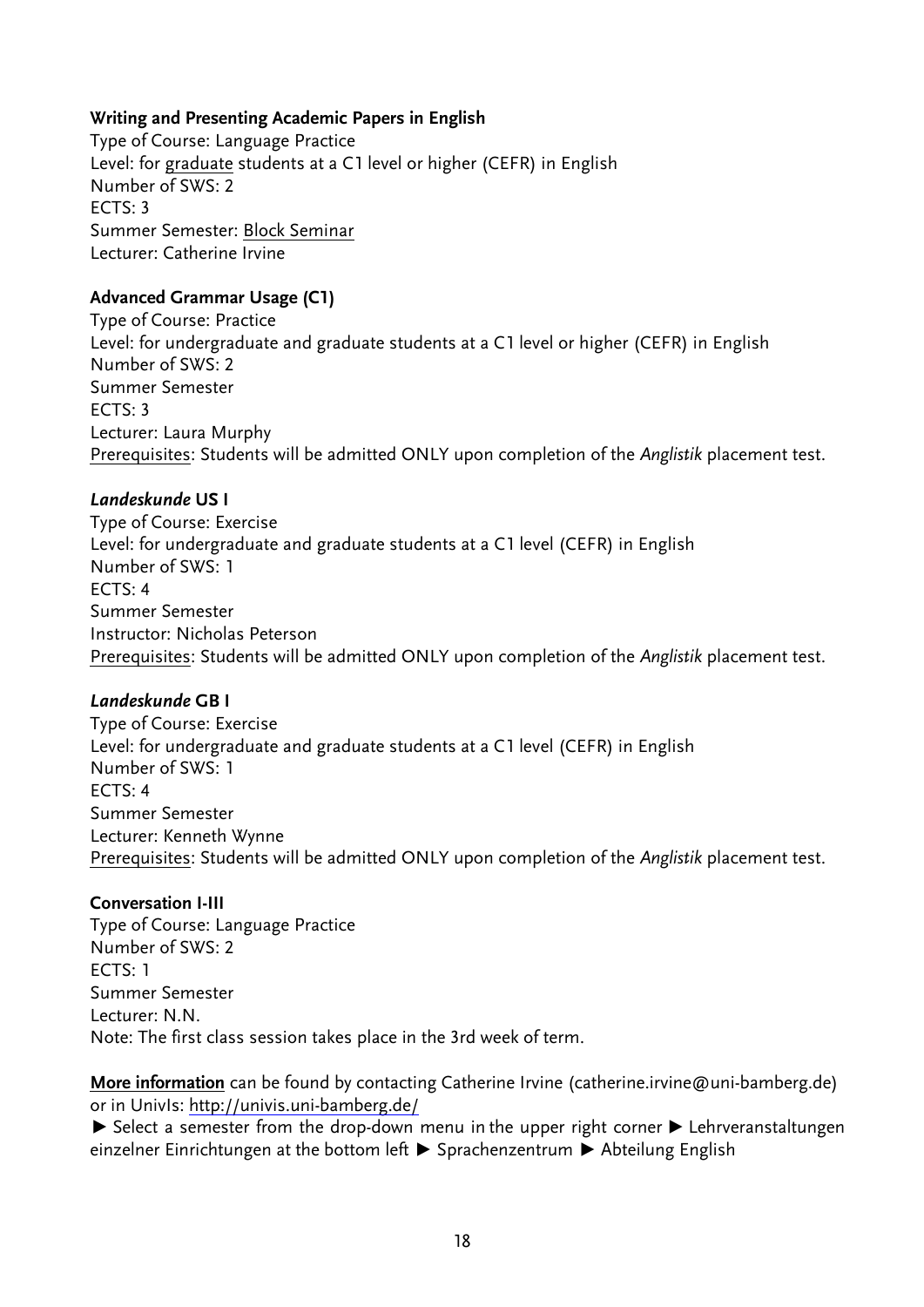**Writing and Presenting Academic Papers in English**
Type of Course: Language Practice
Level: for graduate students at a C1 level or higher (CEFR) in English
Number of SWS: 2
ECTS: 3
Summer Semester: Block Seminar
Lecturer: Catherine Irvine

**Advanced Grammar Usage (C1)**
Type of Course: Practice
Level: for undergraduate and graduate students at a C1 level or higher (CEFR) in English
Number of SWS: 2
Summer Semester
ECTS: 3
Lecturer: Laura Murphy
Prerequisites: Students will be admitted ONLY upon completion of the *Anglistik* placement test.

***Landeskunde* US I**
Type of Course: Exercise
Level: for undergraduate and graduate students at a C1 level (CEFR) in English
Number of SWS: 1
ECTS: 4
Summer Semester
Instructor: Nicholas Peterson
Prerequisites: Students will be admitted ONLY upon completion of the *Anglistik* placement test.

***Landeskunde* GB I**
Type of Course: Exercise
Level: for undergraduate and graduate students at a C1 level (CEFR) in English
Number of SWS: 1
ECTS: 4
Summer Semester
Lecturer: Kenneth Wynne
Prerequisites: Students will be admitted ONLY upon completion of the *Anglistik* placement test.

**Conversation I-III**
Type of Course: Language Practice
Number of SWS: 2
ECTS: 1
Summer Semester
Lecturer: N.N.
Note: The first class session takes place in the 3rd week of term.

**More information** can be found by contacting Catherine Irvine (catherine.irvine@uni-bamberg.de) or in UnivIs: http://univis.uni-bamberg.de/

► Select a semester from the drop-down menu in the upper right corner ► Lehrveranstaltungen einzelner Einrichtungen at the bottom left ► Sprachenzentrum ► Abteilung English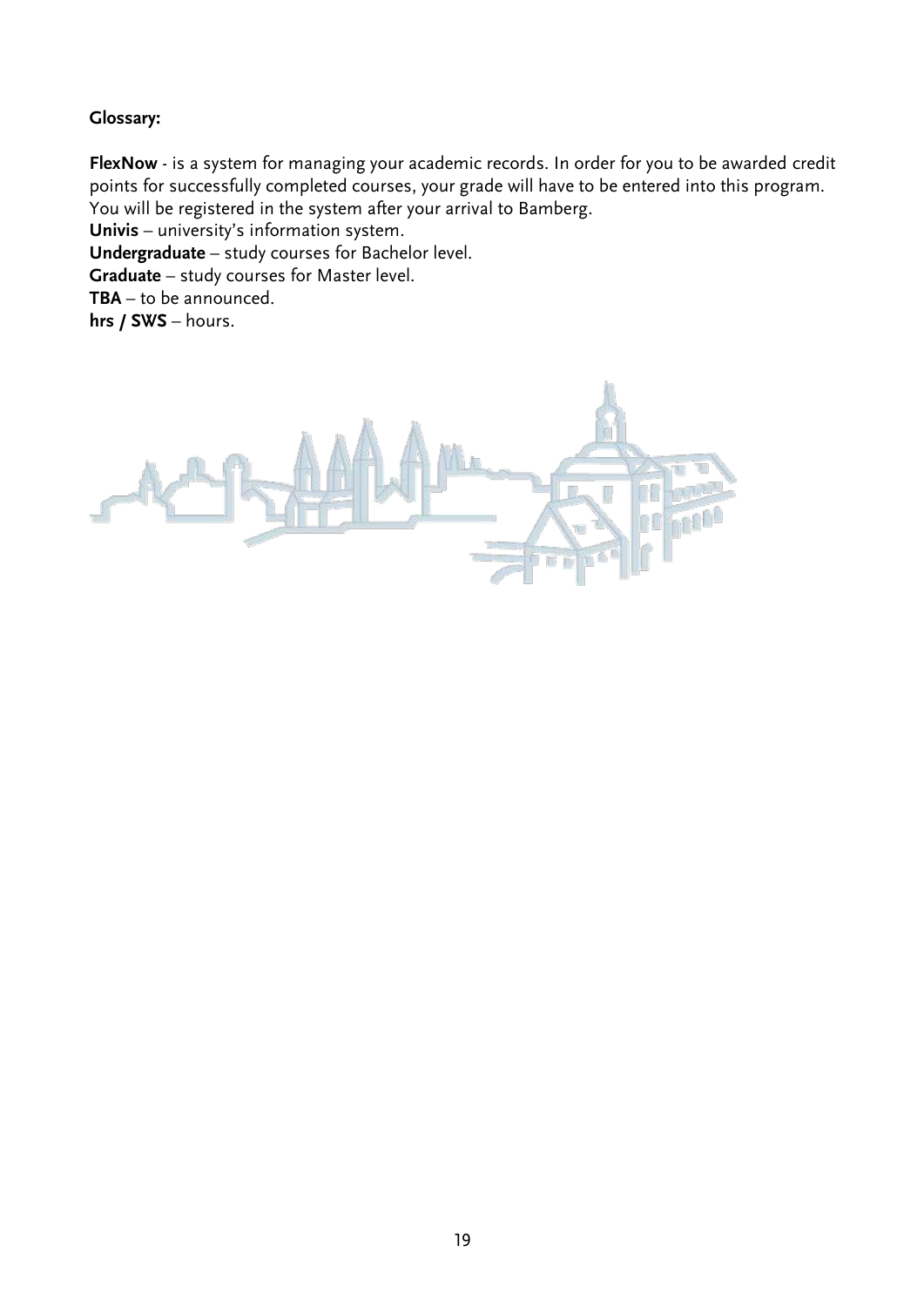**Glossary:**

**FlexNow** - is a system for managing your academic records. In order for you to be awarded credit points for successfully completed courses, your grade will have to be entered into this program. You will be registered in the system after your arrival to Bamberg.
**Univis** – university's information system.
**Undergraduate** – study courses for Bachelor level.
**Graduate** – study courses for Master level.
**TBA** – to be announced.
**hrs / SWS** – hours.